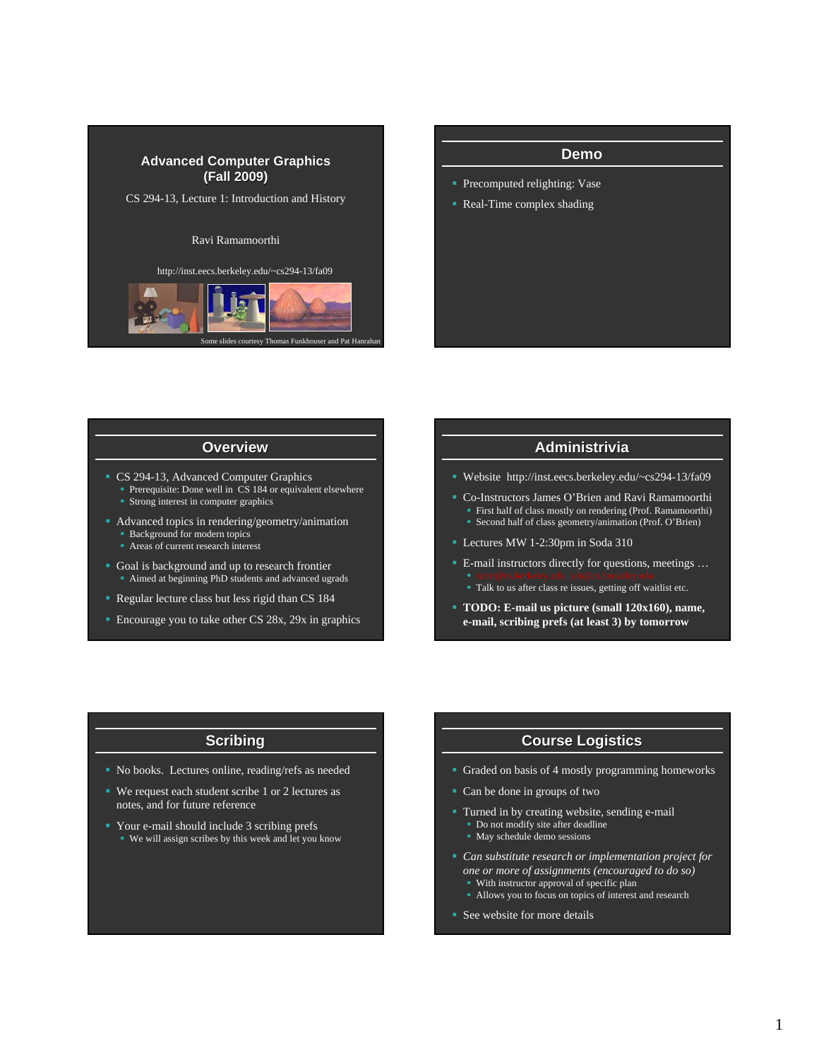## Advanced Computer Graphics (Fall 2009)

CS 294-13, Lecture 1: Introduction and History

Ravi Ramamoorthi

http://inst.eecs.berkeley.edu/~cs294-13/fa09

Some slides courtesy Thomas Funkhouser and Pat Hanrahan

## Demo

- Precomputed relighting: Vase
- Real-Time complex shading

## Overview

- CS 294-13, Advanced Computer Graphics
  - Prerequisite: Done well in CS 184 or equivalent elsewhere
  - Strong interest in computer graphics
- Advanced topics in rendering/geometry/animation
  - Background for modern topics
  - Areas of current research interest
- Goal is background and up to research frontier
  - Aimed at beginning PhD students and advanced ugrads
- Regular lecture class but less rigid than CS 184
- Encourage you to take other CS 28x, 29x in graphics

## Administrivia

- Website http://inst.eecs.berkeley.edu/~cs294-13/fa09
- Co-Instructors James O'Brien and Ravi Ramamoorthi
  - First half of class mostly on rendering (Prof. Ramamoorthi)
  - Second half of class geometry/animation (Prof. O'Brien)
- Lectures MW 1-2:30pm in Soda 310
- E-mail instructors directly for questions, meetings …
  - ravir@cs.berkeley.edu job@cs.berkeley.edu
  - Talk to us after class re issues, getting off waitlist etc.
- **TODO: E-mail us picture (small 120x160), name, e-mail, scribing prefs (at least 3) by tomorrow**

## Scribing

- No books. Lectures online, reading/refs as needed
- We request each student scribe 1 or 2 lectures as notes, and for future reference
- Your e-mail should include 3 scribing prefs
  - We will assign scribes by this week and let you know

## Course Logistics

- Graded on basis of 4 mostly programming homeworks
- Can be done in groups of two
- Turned in by creating website, sending e-mail
  - Do not modify site after deadline
  - May schedule demo sessions
- *Can substitute research or implementation project for one or more of assignments (encouraged to do so)*
  - With instructor approval of specific plan
  - Allows you to focus on topics of interest and research
- See website for more details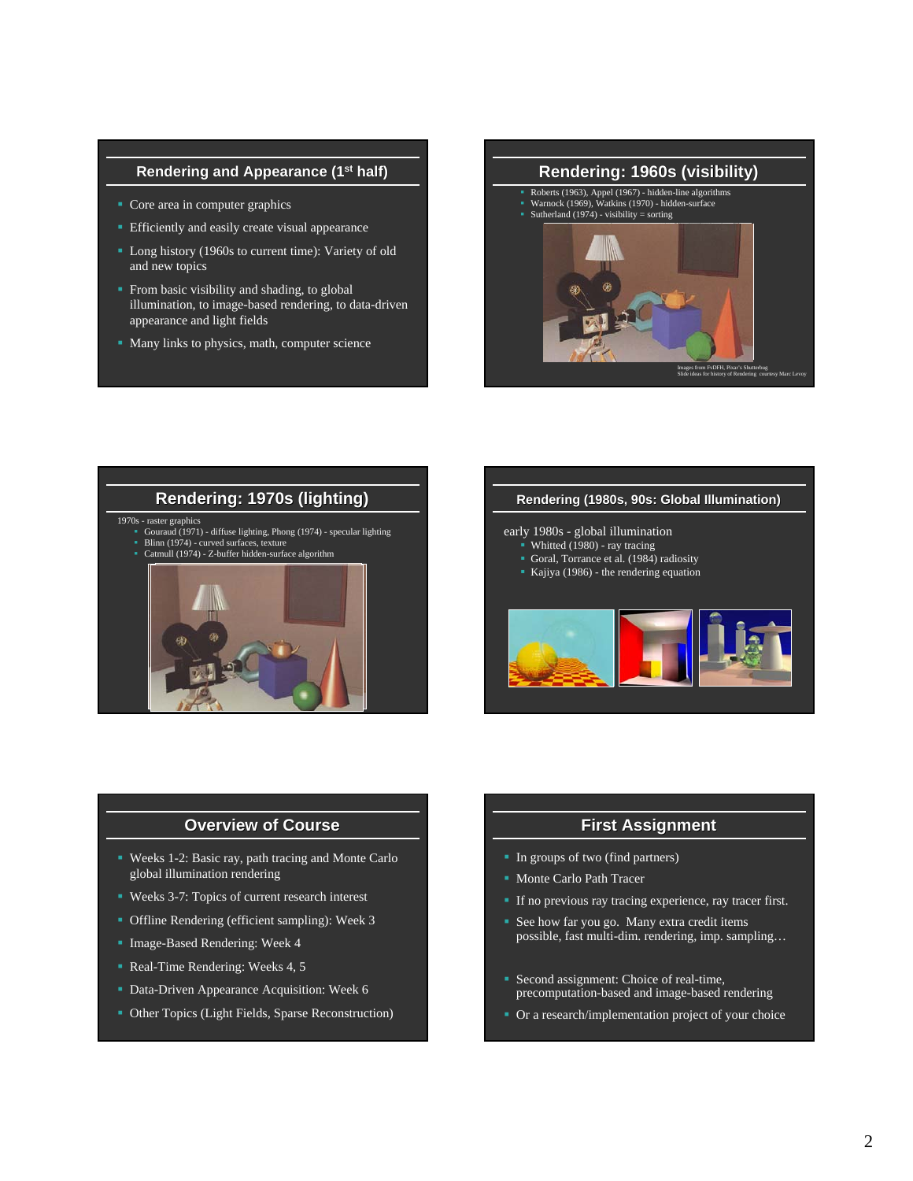## Rendering and Appearance (1st half)

- Core area in computer graphics
- Efficiently and easily create visual appearance
- Long history (1960s to current time): Variety of old and new topics
- From basic visibility and shading, to global illumination, to image-based rendering, to data-driven appearance and light fields
- Many links to physics, math, computer science

## Rendering: 1960s (visibility)

- Roberts (1963), Appel (1967) - hidden-line algorithms
- Warnock (1969), Watkins (1970) - hidden-surface
- Sutherland (1974) - visibility = sorting

Images from FvDFH, Pixar's Shutterbug
Slide ideas for history of Rendering courtesy Marc Levoy

## Rendering: 1970s (lighting)

1970s - raster graphics

- Gouraud (1971) - diffuse lighting, Phong (1974) - specular lighting
- Blinn (1974) - curved surfaces, texture
- Catmull (1974) - Z-buffer hidden-surface algorithm

## Rendering (1980s, 90s: Global Illumination)

early 1980s - global illumination

- Whitted (1980) - ray tracing
- Goral, Torrance et al. (1984) radiosity
- Kajiya (1986) - the rendering equation

## Overview of Course

- Weeks 1-2: Basic ray, path tracing and Monte Carlo global illumination rendering
- Weeks 3-7: Topics of current research interest
- Offline Rendering (efficient sampling): Week 3
- Image-Based Rendering: Week 4
- Real-Time Rendering: Weeks 4, 5
- Data-Driven Appearance Acquisition: Week 6
- Other Topics (Light Fields, Sparse Reconstruction)

## First Assignment

- In groups of two (find partners)
- Monte Carlo Path Tracer
- If no previous ray tracing experience, ray tracer first.
- See how far you go. Many extra credit items possible, fast multi-dim. rendering, imp. sampling…
- Second assignment: Choice of real-time, precomputation-based and image-based rendering
- Or a research/implementation project of your choice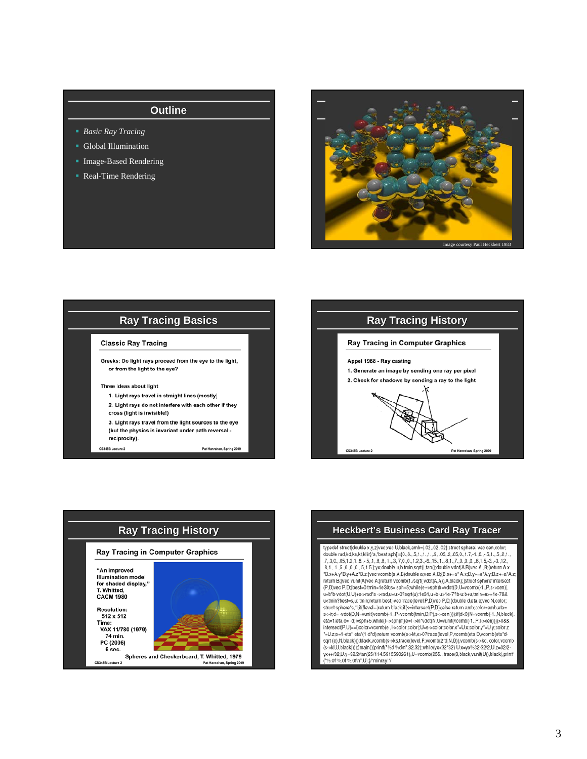## Outline

- *Basic Ray Tracing*
- Global Illumination
- Image-Based Rendering
- Real-Time Rendering

Image courtesy Paul Heckbert 1983

## Ray Tracing Basics

### Classic Ray Tracing

Greeks: Do light rays proceed from the eye to the light, or from the light to the eye?

Three ideas about light

1. Light rays travel in straight lines (mostly)
2. Light rays do not interfere with each other if they cross (light is invisible!)
3. Light rays travel from the light sources to the eye (but the physics is invariant under path reversal - reciprocity).

CS348B Lecture 2 — Pat Hanrahan, Spring 2009

## Ray Tracing History

### Ray Tracing in Computer Graphics

Appel 1968 - Ray casting

1. Generate an image by sending one ray per pixel
2. Check for shadows by sending a ray to the light

CS348B Lecture 2 — Pat Hanrahan, Spring 2009

## Ray Tracing History

### Ray Tracing in Computer Graphics

"An improved Illumination model for shaded display," T. Whitted, CACM 1980

Resolution:
512 x 512

Time:
VAX 11/780 (1979)
74 min.
PC (2006)
6 sec.

Spheres and Checkerboard, T. Whitted, 1979

CS348B Lecture 2 — Pat Hanrahan, Spring 2009

## Heckbert's Business Card Ray Tracer

```
typedef struct{double x,y,z}vec;vec U,black,amb={.02,.02,.02};struct sphere{ vec cen,color;
double rad,kd,ks,kt,kl,ir}*s,*best,sph[]={0.,6.,.5,1.,1.,1.,.9,.05,.2,.85,0.,1.7,-1.,8.,-.5,1.,.5,.2,1.,
.7,.3,0.,.05,1.2,1.,8.,-.5,.1,.8,.8,1.,.3,.7,0.,0.,1.2,3.,-6.,15.,1.,.8,1.,7.,0.,0.,0.,.6,1.5,-3.,-3.,12.,
.8,1.,1.,5.,0.,0.,0.,.5,1.5,};yx;double u,b,tmin,sqrt(),tan();double vdot(A,B)vec A ,B;{return A.x
*B.x+A.y*B.y+A.z*B.z;}vec vcomb(a,A,B)double a;vec A,B;{B.x+=a* A.x;B.y+=a*A.y;B.z+=a*A.z;
return B;}vec vunit(A)vec A;{return vcomb(1./sqrt( vdot(A,A)),A,black);}struct sphere*intersect
(P,D)vec P,D;{best=0;tmin=1e30;s= sph+5;while(s-->sph)b=vdot(D,U=vcomb(-1.,P,s->cen)),
u=b*b-vdot(U,U)+s->rad*s ->rad,u=u>0?sqrt(u):1e31,u=b-u>1e-7?b-u:b+u,tmin=u>=1e-7&&
u<tmin?best=s,u: tmin;return best;}vec trace(level,P,D)vec P,D;{double d,eta,e;vec N,color;
struct sphere*s,*l;if(!level--)return black;if(s=intersect(P,D));else return amb;color=amb;eta=
s->ir;d= -vdot(D,N=vunit(vcomb(-1.,P=vcomb(tmin,D,P),s->cen )));if(d<0)N=vcomb(-1.,N,black),
eta=1/eta,d= -d;l=sph+5;while(l-->sph)if((e=l ->kl*vdot(N,U=vunit(vcomb(-1.,P,l->cen))))>0&&
intersect(P,U)==l)color=vcomb(e ,l->color,color);U=s->color;color.x*=U.x;color.y*=U.y;color.z
*=U.z;e=1-eta* eta*(1-d*d);return vcomb(s->kt,e>0?trace(level,P,vcomb(eta,D,vcomb(eta*d-
sqrt (e),N,black))):black,vcomb(s->ks,trace(level,P,vcomb(2*d,N,D)),vcomb(s->kd, color,vcomb
(s->kl,U,black))));}main(){printf("%d %d\n",32,32);while(yx<32*32) U.x=yx%32-32/2,U.z=32/2-
yx++/32,U.y=32/2/tan(25/114.5915590261),U=vcomb(255., trace(3,black,vunit(U)),black),printf
("%.0f %.0f %.0f\n",U);}/*minray!*/
```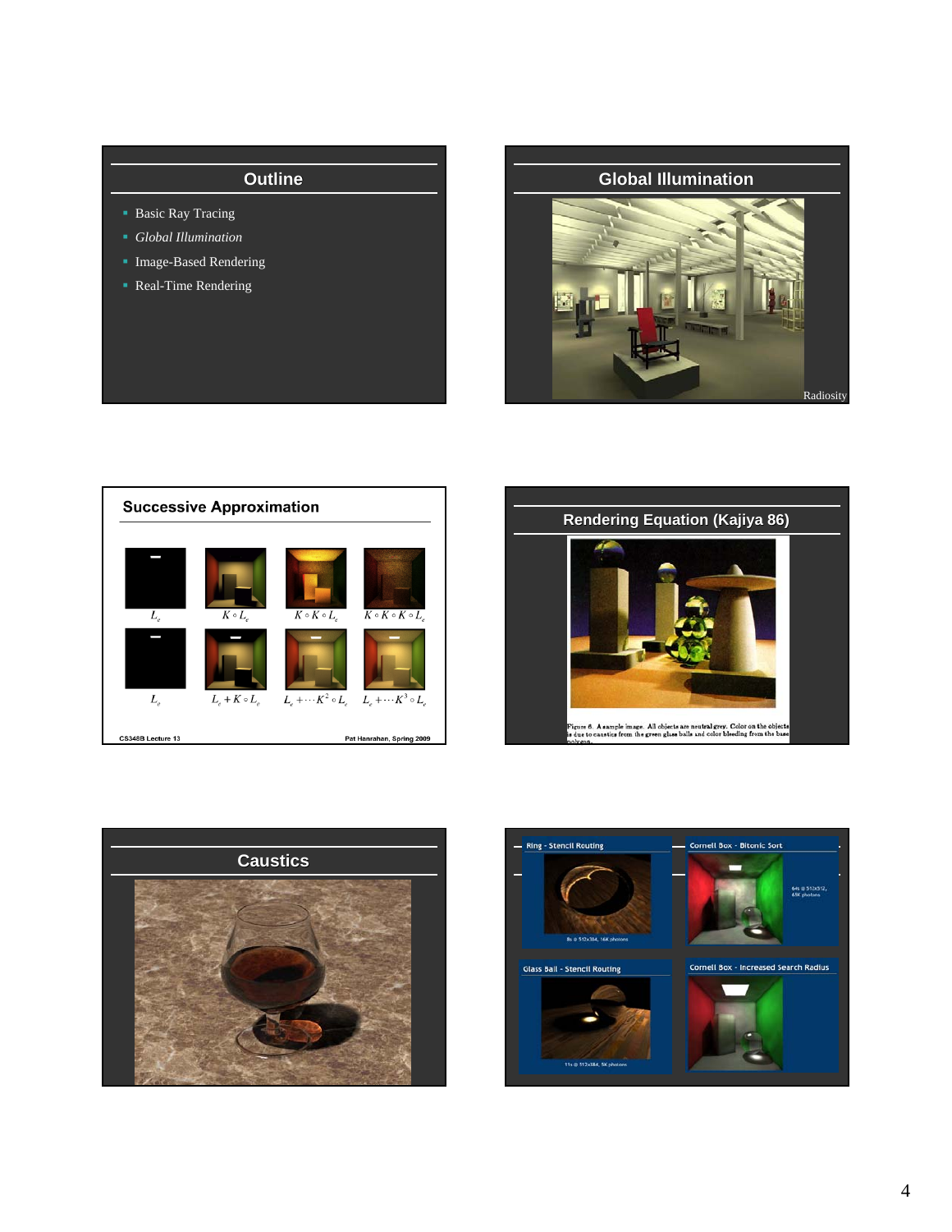## Outline

- Basic Ray Tracing
- *Global Illumination*
- Image-Based Rendering
- Real-Time Rendering

## Global Illumination

Radiosity

## Successive Approximation

$L_e$ | $K \circ L_e$ | $K \circ K \circ L_e$ | $K \circ K \circ K \circ L_e$

$L_e$ | $L_e + K \circ L_e$ | $L_e + \cdots K^2 \circ L_e$ | $L_e + \cdots K^3 \circ L_e$

CS348B Lecture 13 — Pat Hanrahan, Spring 2009

## Rendering Equation (Kajiya 86)

Figure 6. A sample image. All objects are neutral grey. Color on the objects is due to caustics from the green glass balls and color bleeding from the base polygon.

## Caustics

Ring - Stencil Routing

8s @ 512x384, 16K photons

Cornell Box - Bitonic Sort

64s @ 512x512, 65K photons

Glass Ball - Stencil Routing

11s @ 512x384, 5K photons

Cornell Box - Increased Search Radius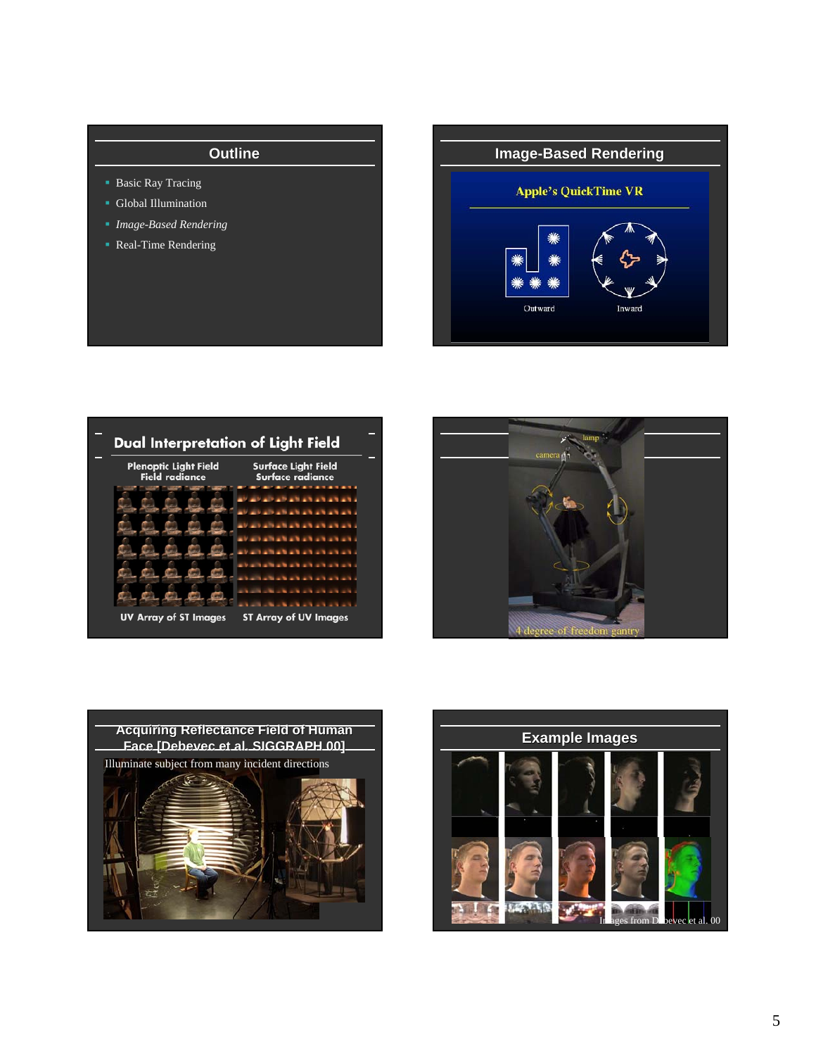## Outline

- Basic Ray Tracing
- Global Illumination
- *Image-Based Rendering*
- Real-Time Rendering

## Image-Based Rendering

Apple's QuickTime VR

Outward    Inward

## Dual Interpretation of Light Field

| Plenoptic Light Field<br>Field radiance | Surface Light Field<br>Surface radiance |
|---|---|
| UV Array of ST Images | ST Array of UV Images |

lamp

camera

4 degree-of-freedom gantry

## Acquiring Reflectance Field of Human Face [Debevec et al. SIGGRAPH 00]

Illuminate subject from many incident directions

## Example Images

Images from Debevec et al. 00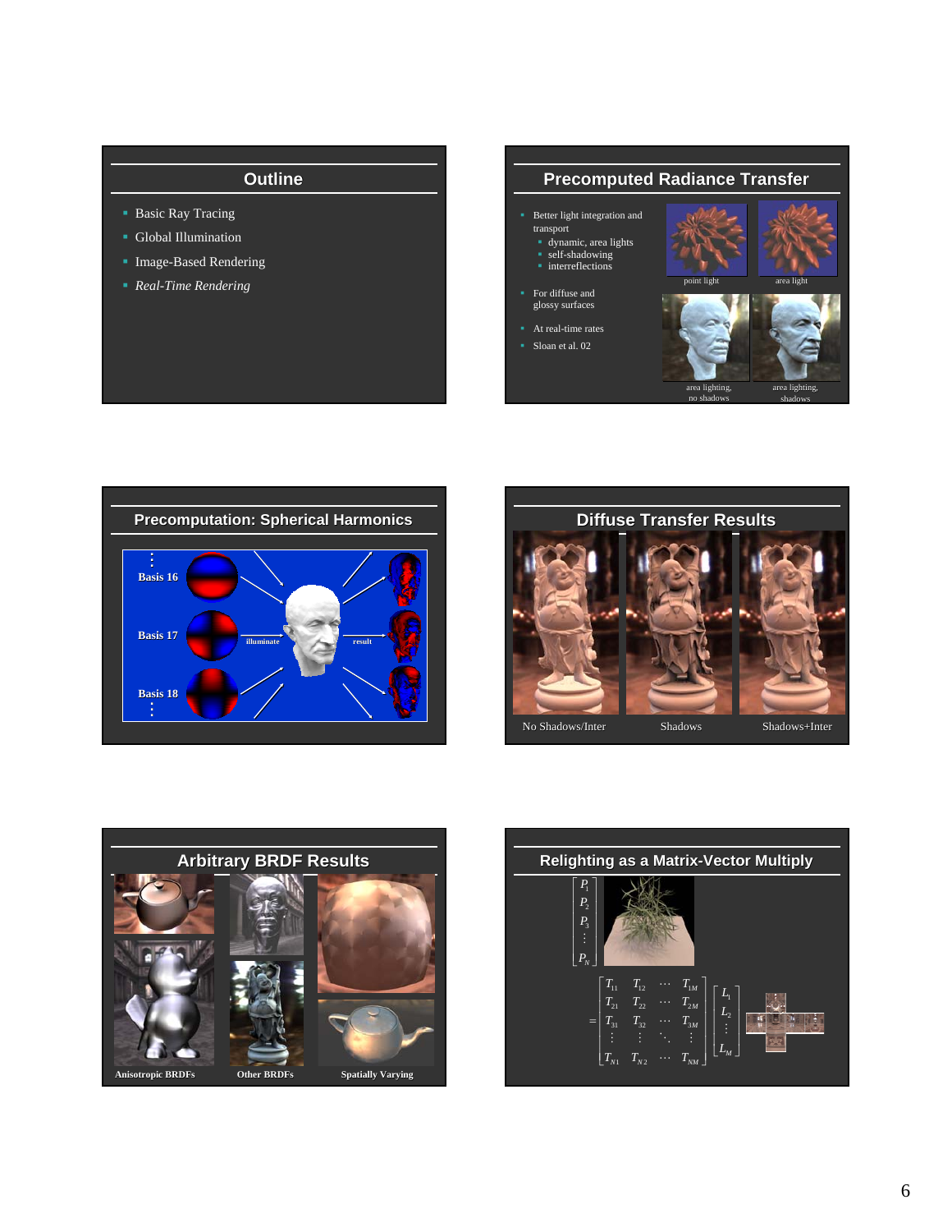## Outline

- Basic Ray Tracing
- Global Illumination
- Image-Based Rendering
- *Real-Time Rendering*

## Precomputed Radiance Transfer

- Better light integration and transport
  - dynamic, area lights
  - self-shadowing
  - interreflections
- For diffuse and glossy surfaces
- At real-time rates
- Sloan et al. 02

point light

area light

area lighting, no shadows

area lighting, shadows

## Precomputation: Spherical Harmonics

Basis 16

Basis 17

Basis 18

illuminate

result

## Diffuse Transfer Results

No Shadows/Inter

Shadows

Shadows+Inter

## Arbitrary BRDF Results

Anisotropic BRDFs

Other BRDFs

Spatially Varying

## Relighting as a Matrix-Vector Multiply

$$
\begin{bmatrix} P_1 \\ P_2 \\ P_3 \\ \vdots \\ P_N \end{bmatrix}
=
\begin{bmatrix}
T_{11} & T_{12} & \cdots & T_{1M} \\
T_{21} & T_{22} & \cdots & T_{2M} \\
T_{31} & T_{32} & \cdots & T_{3M} \\
\vdots & \vdots & \ddots & \vdots \\
T_{N1} & T_{N2} & \cdots & T_{NM}
\end{bmatrix}
\begin{bmatrix} L_1 \\ L_2 \\ \vdots \\ L_M \end{bmatrix}
$$